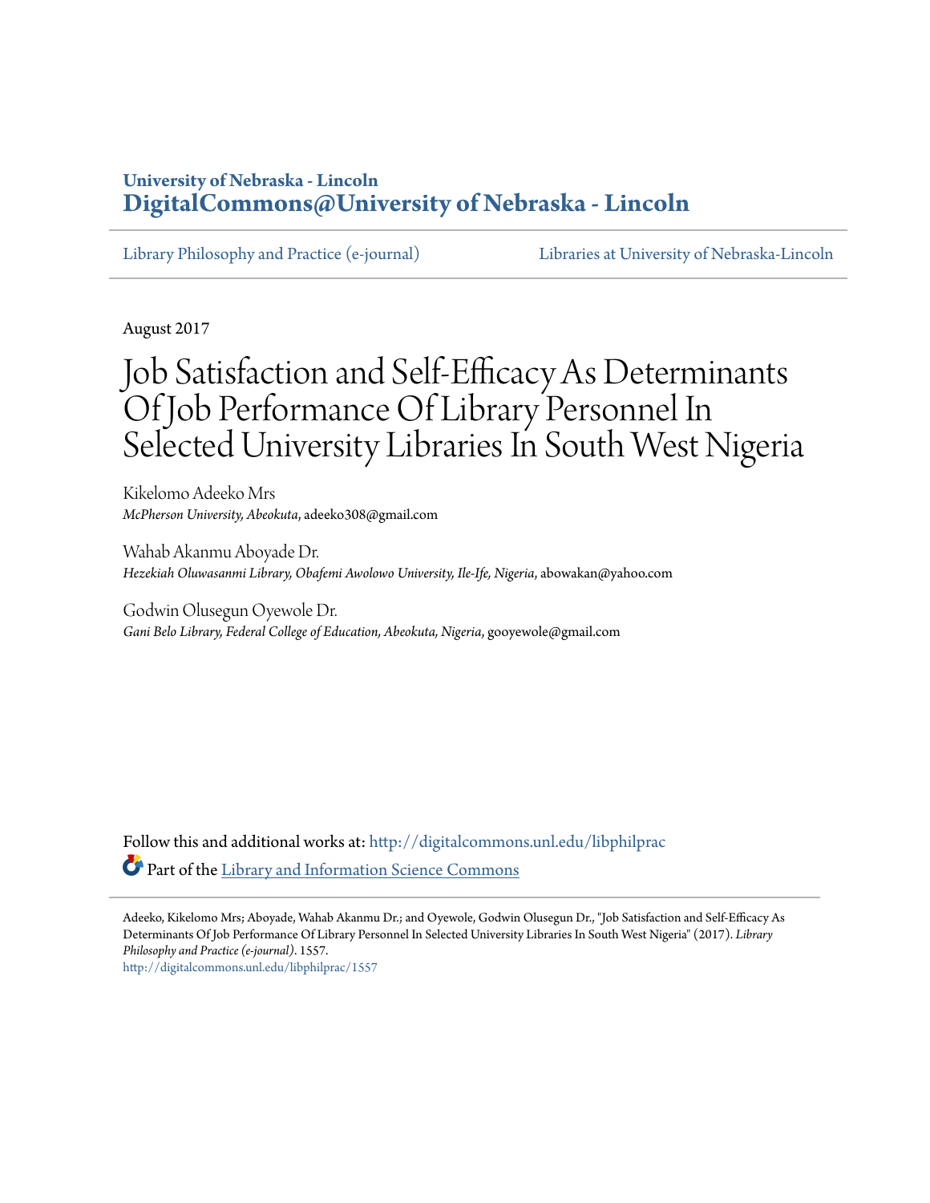University of Nebraska - Lincoln
**DigitalCommons@University of Nebraska - Lincoln**

Library Philosophy and Practice (e-journal) | Libraries at University of Nebraska-Lincoln

August 2017

# Job Satisfaction and Self-Efficacy As Determinants Of Job Performance Of Library Personnel In Selected University Libraries In South West Nigeria

Kikelomo Adeeko Mrs
*McPherson University, Abeokuta*, adeeko308@gmail.com

Wahab Akanmu Aboyade Dr.
*Hezekiah Oluwasanmi Library, Obafemi Awolowo University, Ile-Ife, Nigeria*, abowakan@yahoo.com

Godwin Olusegun Oyewole Dr.
*Gani Belo Library, Federal College of Education, Abeokuta, Nigeria*, gooyewole@gmail.com

Follow this and additional works at: http://digitalcommons.unl.edu/libphilprac

Part of the Library and Information Science Commons

Adeeko, Kikelomo Mrs; Aboyade, Wahab Akanmu Dr.; and Oyewole, Godwin Olusegun Dr., "Job Satisfaction and Self-Efficacy As Determinants Of Job Performance Of Library Personnel In Selected University Libraries In South West Nigeria" (2017). *Library Philosophy and Practice (e-journal)*. 1557.
http://digitalcommons.unl.edu/libphilprac/1557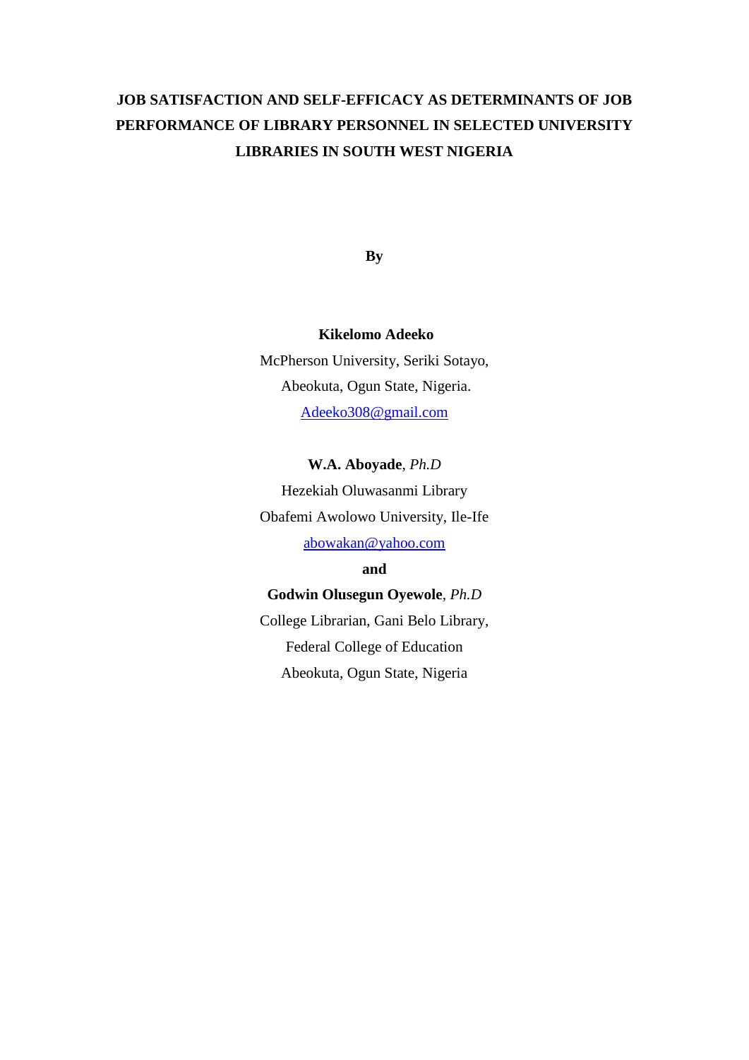# JOB SATISFACTION AND SELF-EFFICACY AS DETERMINANTS OF JOB PERFORMANCE OF LIBRARY PERSONNEL IN SELECTED UNIVERSITY LIBRARIES IN SOUTH WEST NIGERIA

**By**

**Kikelomo Adeeko**
McPherson University, Seriki Sotayo,
Abeokuta, Ogun State, Nigeria.
Adeeko308@gmail.com

**W.A. Aboyade**, *Ph.D*
Hezekiah Oluwasanmi Library
Obafemi Awolowo University, Ile-Ife
abowakan@yahoo.com

**and**

**Godwin Olusegun Oyewole**, *Ph.D*
College Librarian, Gani Belo Library,
Federal College of Education
Abeokuta, Ogun State, Nigeria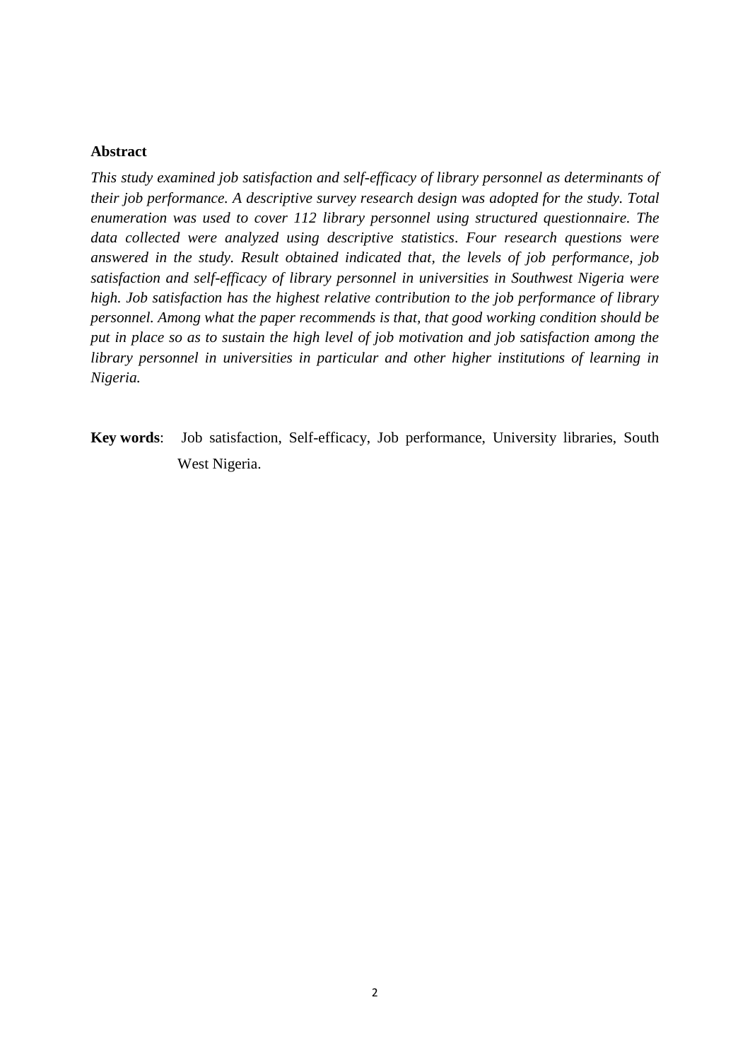## Abstract

*This study examined job satisfaction and self-efficacy of library personnel as determinants of their job performance. A descriptive survey research design was adopted for the study. Total enumeration was used to cover 112 library personnel using structured questionnaire. The data collected were analyzed using descriptive statistics. Four research questions were answered in the study. Result obtained indicated that, the levels of job performance, job satisfaction and self-efficacy of library personnel in universities in Southwest Nigeria were high. Job satisfaction has the highest relative contribution to the job performance of library personnel. Among what the paper recommends is that, that good working condition should be put in place so as to sustain the high level of job motivation and job satisfaction among the library personnel in universities in particular and other higher institutions of learning in Nigeria.*

**Key words**: Job satisfaction, Self-efficacy, Job performance, University libraries, South West Nigeria.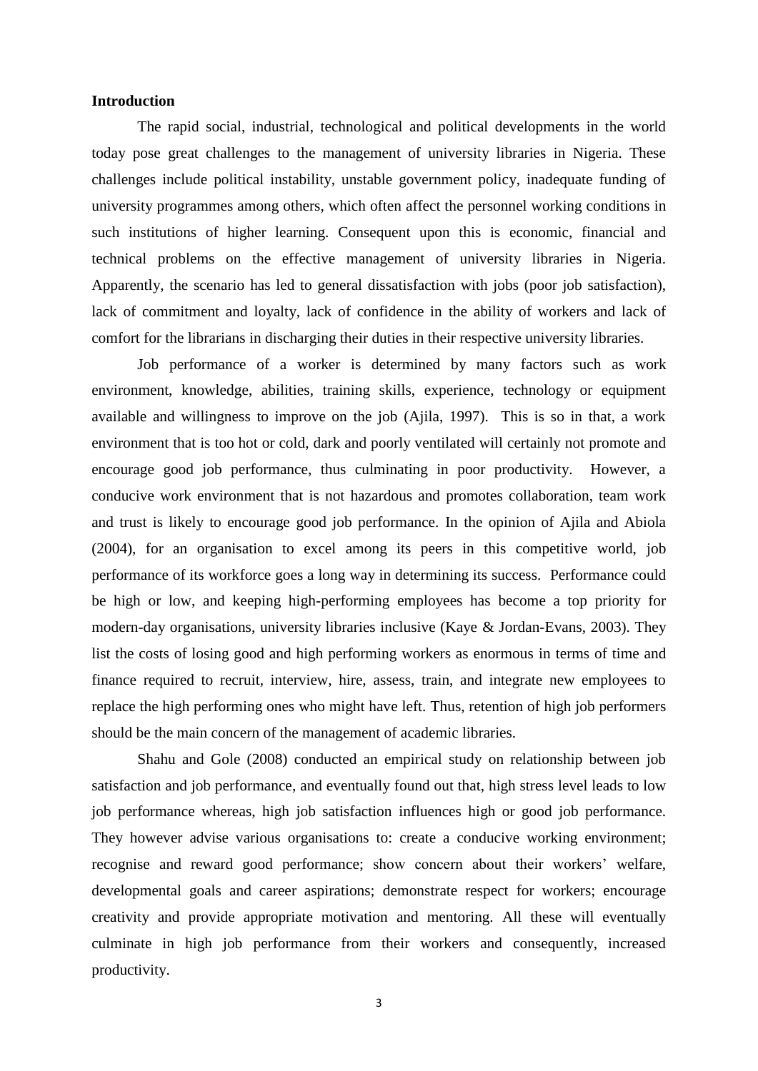**Introduction**

The rapid social, industrial, technological and political developments in the world today pose great challenges to the management of university libraries in Nigeria. These challenges include political instability, unstable government policy, inadequate funding of university programmes among others, which often affect the personnel working conditions in such institutions of higher learning. Consequent upon this is economic, financial and technical problems on the effective management of university libraries in Nigeria. Apparently, the scenario has led to general dissatisfaction with jobs (poor job satisfaction), lack of commitment and loyalty, lack of confidence in the ability of workers and lack of comfort for the librarians in discharging their duties in their respective university libraries.

Job performance of a worker is determined by many factors such as work environment, knowledge, abilities, training skills, experience, technology or equipment available and willingness to improve on the job (Ajila, 1997). This is so in that, a work environment that is too hot or cold, dark and poorly ventilated will certainly not promote and encourage good job performance, thus culminating in poor productivity. However, a conducive work environment that is not hazardous and promotes collaboration, team work and trust is likely to encourage good job performance. In the opinion of Ajila and Abiola (2004), for an organisation to excel among its peers in this competitive world, job performance of its workforce goes a long way in determining its success. Performance could be high or low, and keeping high-performing employees has become a top priority for modern-day organisations, university libraries inclusive (Kaye & Jordan-Evans, 2003). They list the costs of losing good and high performing workers as enormous in terms of time and finance required to recruit, interview, hire, assess, train, and integrate new employees to replace the high performing ones who might have left. Thus, retention of high job performers should be the main concern of the management of academic libraries.

Shahu and Gole (2008) conducted an empirical study on relationship between job satisfaction and job performance, and eventually found out that, high stress level leads to low job performance whereas, high job satisfaction influences high or good job performance. They however advise various organisations to: create a conducive working environment; recognise and reward good performance; show concern about their workers' welfare, developmental goals and career aspirations; demonstrate respect for workers; encourage creativity and provide appropriate motivation and mentoring. All these will eventually culminate in high job performance from their workers and consequently, increased productivity.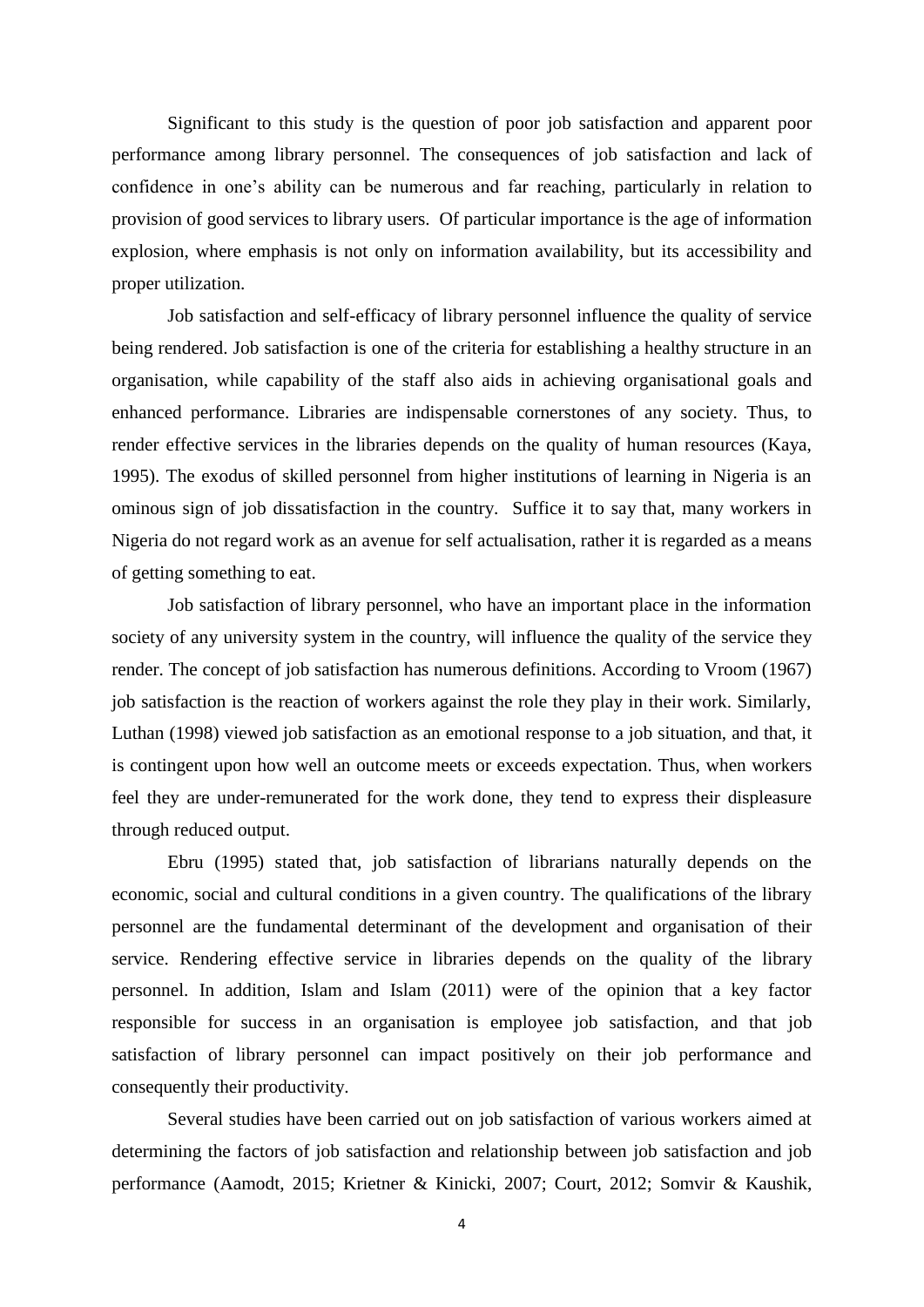Significant to this study is the question of poor job satisfaction and apparent poor performance among library personnel. The consequences of job satisfaction and lack of confidence in one's ability can be numerous and far reaching, particularly in relation to provision of good services to library users. Of particular importance is the age of information explosion, where emphasis is not only on information availability, but its accessibility and proper utilization.

Job satisfaction and self-efficacy of library personnel influence the quality of service being rendered. Job satisfaction is one of the criteria for establishing a healthy structure in an organisation, while capability of the staff also aids in achieving organisational goals and enhanced performance. Libraries are indispensable cornerstones of any society. Thus, to render effective services in the libraries depends on the quality of human resources (Kaya, 1995). The exodus of skilled personnel from higher institutions of learning in Nigeria is an ominous sign of job dissatisfaction in the country. Suffice it to say that, many workers in Nigeria do not regard work as an avenue for self actualisation, rather it is regarded as a means of getting something to eat.

Job satisfaction of library personnel, who have an important place in the information society of any university system in the country, will influence the quality of the service they render. The concept of job satisfaction has numerous definitions. According to Vroom (1967) job satisfaction is the reaction of workers against the role they play in their work. Similarly, Luthan (1998) viewed job satisfaction as an emotional response to a job situation, and that, it is contingent upon how well an outcome meets or exceeds expectation. Thus, when workers feel they are under-remunerated for the work done, they tend to express their displeasure through reduced output.

Ebru (1995) stated that, job satisfaction of librarians naturally depends on the economic, social and cultural conditions in a given country. The qualifications of the library personnel are the fundamental determinant of the development and organisation of their service. Rendering effective service in libraries depends on the quality of the library personnel. In addition, Islam and Islam (2011) were of the opinion that a key factor responsible for success in an organisation is employee job satisfaction, and that job satisfaction of library personnel can impact positively on their job performance and consequently their productivity.

Several studies have been carried out on job satisfaction of various workers aimed at determining the factors of job satisfaction and relationship between job satisfaction and job performance (Aamodt, 2015; Krietner & Kinicki, 2007; Court, 2012; Somvir & Kaushik,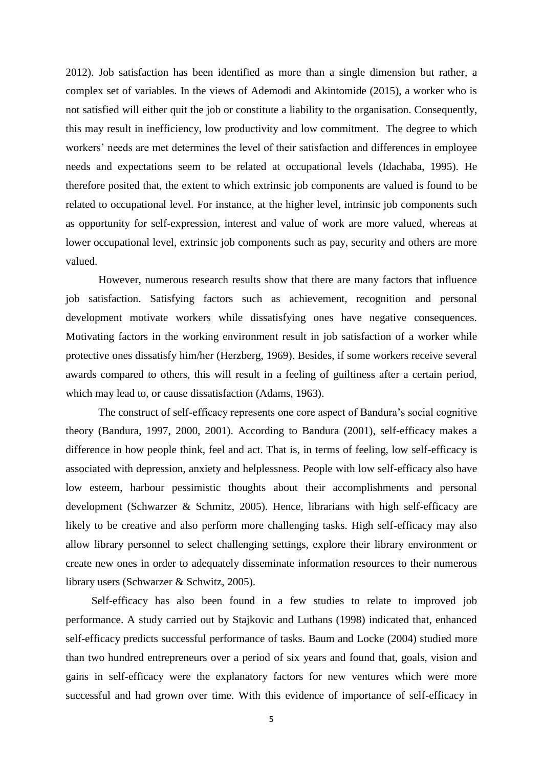2012). Job satisfaction has been identified as more than a single dimension but rather, a complex set of variables. In the views of Ademodi and Akintomide (2015), a worker who is not satisfied will either quit the job or constitute a liability to the organisation. Consequently, this may result in inefficiency, low productivity and low commitment. The degree to which workers' needs are met determines the level of their satisfaction and differences in employee needs and expectations seem to be related at occupational levels (Idachaba, 1995). He therefore posited that, the extent to which extrinsic job components are valued is found to be related to occupational level. For instance, at the higher level, intrinsic job components such as opportunity for self-expression, interest and value of work are more valued, whereas at lower occupational level, extrinsic job components such as pay, security and others are more valued.

However, numerous research results show that there are many factors that influence job satisfaction. Satisfying factors such as achievement, recognition and personal development motivate workers while dissatisfying ones have negative consequences. Motivating factors in the working environment result in job satisfaction of a worker while protective ones dissatisfy him/her (Herzberg, 1969). Besides, if some workers receive several awards compared to others, this will result in a feeling of guiltiness after a certain period, which may lead to, or cause dissatisfaction (Adams, 1963).

The construct of self-efficacy represents one core aspect of Bandura's social cognitive theory (Bandura, 1997, 2000, 2001). According to Bandura (2001), self-efficacy makes a difference in how people think, feel and act. That is, in terms of feeling, low self-efficacy is associated with depression, anxiety and helplessness. People with low self-efficacy also have low esteem, harbour pessimistic thoughts about their accomplishments and personal development (Schwarzer & Schmitz, 2005). Hence, librarians with high self-efficacy are likely to be creative and also perform more challenging tasks. High self-efficacy may also allow library personnel to select challenging settings, explore their library environment or create new ones in order to adequately disseminate information resources to their numerous library users (Schwarzer & Schwitz, 2005).

Self-efficacy has also been found in a few studies to relate to improved job performance. A study carried out by Stajkovic and Luthans (1998) indicated that, enhanced self-efficacy predicts successful performance of tasks. Baum and Locke (2004) studied more than two hundred entrepreneurs over a period of six years and found that, goals, vision and gains in self-efficacy were the explanatory factors for new ventures which were more successful and had grown over time. With this evidence of importance of self-efficacy in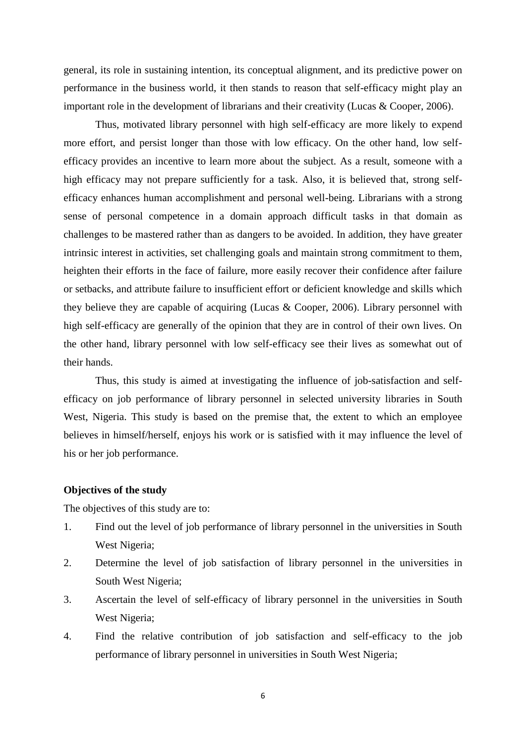general, its role in sustaining intention, its conceptual alignment, and its predictive power on performance in the business world, it then stands to reason that self-efficacy might play an important role in the development of librarians and their creativity (Lucas & Cooper, 2006).

Thus, motivated library personnel with high self-efficacy are more likely to expend more effort, and persist longer than those with low efficacy. On the other hand, low self-efficacy provides an incentive to learn more about the subject. As a result, someone with a high efficacy may not prepare sufficiently for a task. Also, it is believed that, strong self-efficacy enhances human accomplishment and personal well-being. Librarians with a strong sense of personal competence in a domain approach difficult tasks in that domain as challenges to be mastered rather than as dangers to be avoided. In addition, they have greater intrinsic interest in activities, set challenging goals and maintain strong commitment to them, heighten their efforts in the face of failure, more easily recover their confidence after failure or setbacks, and attribute failure to insufficient effort or deficient knowledge and skills which they believe they are capable of acquiring (Lucas & Cooper, 2006). Library personnel with high self-efficacy are generally of the opinion that they are in control of their own lives. On the other hand, library personnel with low self-efficacy see their lives as somewhat out of their hands.

Thus, this study is aimed at investigating the influence of job-satisfaction and self-efficacy on job performance of library personnel in selected university libraries in South West, Nigeria. This study is based on the premise that, the extent to which an employee believes in himself/herself, enjoys his work or is satisfied with it may influence the level of his or her job performance.

**Objectives of the study**

The objectives of this study are to:

1. Find out the level of job performance of library personnel in the universities in South West Nigeria;
2. Determine the level of job satisfaction of library personnel in the universities in South West Nigeria;
3. Ascertain the level of self-efficacy of library personnel in the universities in South West Nigeria;
4. Find the relative contribution of job satisfaction and self-efficacy to the job performance of library personnel in universities in South West Nigeria;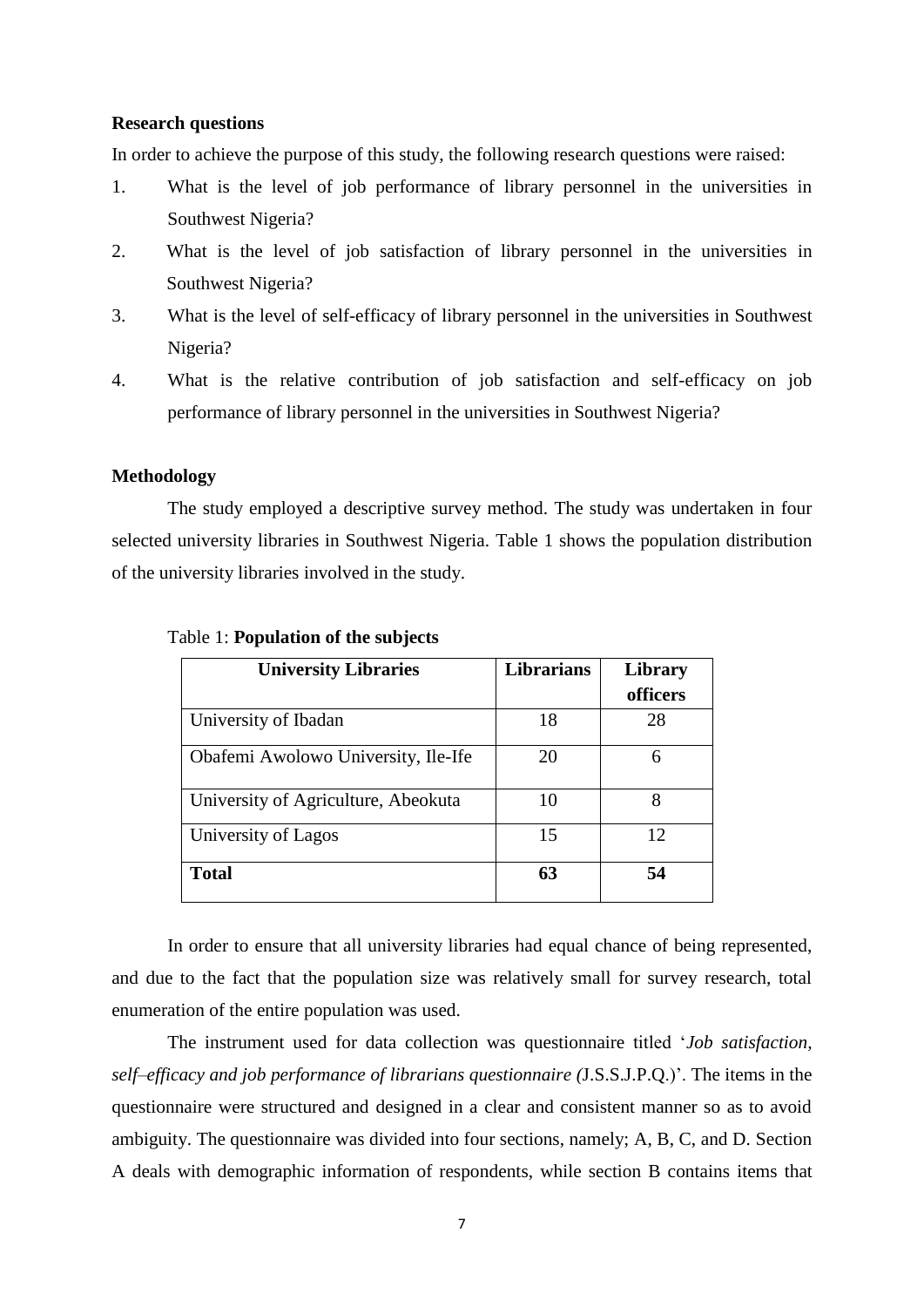**Research questions**

In order to achieve the purpose of this study, the following research questions were raised:

1. What is the level of job performance of library personnel in the universities in Southwest Nigeria?
2. What is the level of job satisfaction of library personnel in the universities in Southwest Nigeria?
3. What is the level of self-efficacy of library personnel in the universities in Southwest Nigeria?
4. What is the relative contribution of job satisfaction and self-efficacy on job performance of library personnel in the universities in Southwest Nigeria?

**Methodology**

The study employed a descriptive survey method. The study was undertaken in four selected university libraries in Southwest Nigeria. Table 1 shows the population distribution of the university libraries involved in the study.

Table 1: **Population of the subjects**

| **University Libraries** | **Librarians** | **Library officers** |
|---|---|---|
| University of Ibadan | 18 | 28 |
| Obafemi Awolowo University, Ile-Ife | 20 | 6 |
| University of Agriculture, Abeokuta | 10 | 8 |
| University of Lagos | 15 | 12 |
| **Total** | **63** | **54** |

In order to ensure that all university libraries had equal chance of being represented, and due to the fact that the population size was relatively small for survey research, total enumeration of the entire population was used.

The instrument used for data collection was questionnaire titled '*Job satisfaction, self–efficacy and job performance of librarians questionnaire (*J.S.S.J.P.Q.)'. The items in the questionnaire were structured and designed in a clear and consistent manner so as to avoid ambiguity. The questionnaire was divided into four sections, namely; A, B, C, and D. Section A deals with demographic information of respondents, while section B contains items that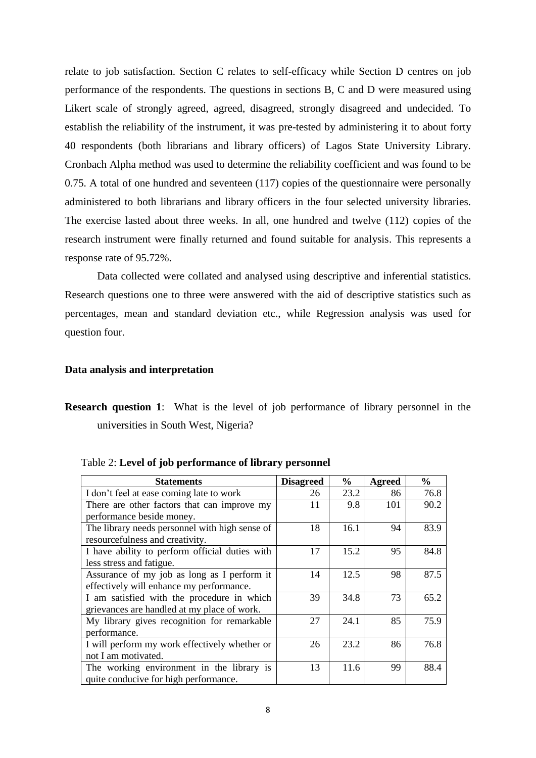relate to job satisfaction. Section C relates to self-efficacy while Section D centres on job performance of the respondents. The questions in sections B, C and D were measured using Likert scale of strongly agreed, agreed, disagreed, strongly disagreed and undecided. To establish the reliability of the instrument, it was pre-tested by administering it to about forty 40 respondents (both librarians and library officers) of Lagos State University Library. Cronbach Alpha method was used to determine the reliability coefficient and was found to be 0.75. A total of one hundred and seventeen (117) copies of the questionnaire were personally administered to both librarians and library officers in the four selected university libraries. The exercise lasted about three weeks. In all, one hundred and twelve (112) copies of the research instrument were finally returned and found suitable for analysis. This represents a response rate of 95.72%.

Data collected were collated and analysed using descriptive and inferential statistics. Research questions one to three were answered with the aid of descriptive statistics such as percentages, mean and standard deviation etc., while Regression analysis was used for question four.

### Data analysis and interpretation

**Research question 1**: What is the level of job performance of library personnel in the universities in South West, Nigeria?

Table 2: **Level of job performance of library personnel**

| Statements | Disagreed | % | Agreed | % |
|---|---|---|---|---|
| I don't feel at ease coming late to work | 26 | 23.2 | 86 | 76.8 |
| There are other factors that can improve my performance beside money. | 11 | 9.8 | 101 | 90.2 |
| The library needs personnel with high sense of resourcefulness and creativity. | 18 | 16.1 | 94 | 83.9 |
| I have ability to perform official duties with less stress and fatigue. | 17 | 15.2 | 95 | 84.8 |
| Assurance of my job as long as I perform it effectively will enhance my performance. | 14 | 12.5 | 98 | 87.5 |
| I am satisfied with the procedure in which grievances are handled at my place of work. | 39 | 34.8 | 73 | 65.2 |
| My library gives recognition for remarkable performance. | 27 | 24.1 | 85 | 75.9 |
| I will perform my work effectively whether or not I am motivated. | 26 | 23.2 | 86 | 76.8 |
| The working environment in the library is quite conducive for high performance. | 13 | 11.6 | 99 | 88.4 |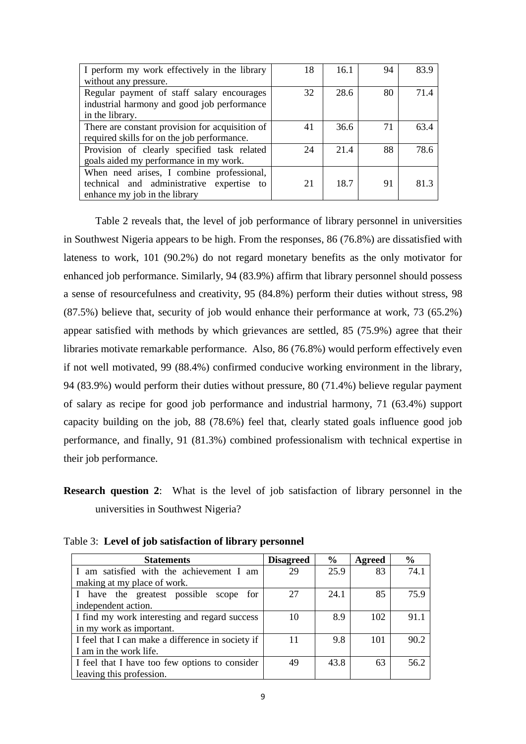| | | | | |
|---|---|---|---|---|
| I perform my work effectively in the library without any pressure. | 18 | 16.1 | 94 | 83.9 |
| Regular payment of staff salary encourages industrial harmony and good job performance in the library. | 32 | 28.6 | 80 | 71.4 |
| There are constant provision for acquisition of required skills for on the job performance. | 41 | 36.6 | 71 | 63.4 |
| Provision of clearly specified task related goals aided my performance in my work. | 24 | 21.4 | 88 | 78.6 |
| When need arises, I combine professional, technical and administrative expertise to enhance my job in the library | 21 | 18.7 | 91 | 81.3 |

Table 2 reveals that, the level of job performance of library personnel in universities in Southwest Nigeria appears to be high. From the responses, 86 (76.8%) are dissatisfied with lateness to work, 101 (90.2%) do not regard monetary benefits as the only motivator for enhanced job performance. Similarly, 94 (83.9%) affirm that library personnel should possess a sense of resourcefulness and creativity, 95 (84.8%) perform their duties without stress, 98 (87.5%) believe that, security of job would enhance their performance at work, 73 (65.2%) appear satisfied with methods by which grievances are settled, 85 (75.9%) agree that their libraries motivate remarkable performance. Also, 86 (76.8%) would perform effectively even if not well motivated, 99 (88.4%) confirmed conducive working environment in the library, 94 (83.9%) would perform their duties without pressure, 80 (71.4%) believe regular payment of salary as recipe for good job performance and industrial harmony, 71 (63.4%) support capacity building on the job, 88 (78.6%) feel that, clearly stated goals influence good job performance, and finally, 91 (81.3%) combined professionalism with technical expertise in their job performance.

**Research question 2**: What is the level of job satisfaction of library personnel in the universities in Southwest Nigeria?

Table 3: **Level of job satisfaction of library personnel**

| Statements | Disagreed | % | Agreed | % |
|---|---|---|---|---|
| I am satisfied with the achievement I am making at my place of work. | 29 | 25.9 | 83 | 74.1 |
| I have the greatest possible scope for independent action. | 27 | 24.1 | 85 | 75.9 |
| I find my work interesting and regard success in my work as important. | 10 | 8.9 | 102 | 91.1 |
| I feel that I can make a difference in society if I am in the work life. | 11 | 9.8 | 101 | 90.2 |
| I feel that I have too few options to consider leaving this profession. | 49 | 43.8 | 63 | 56.2 |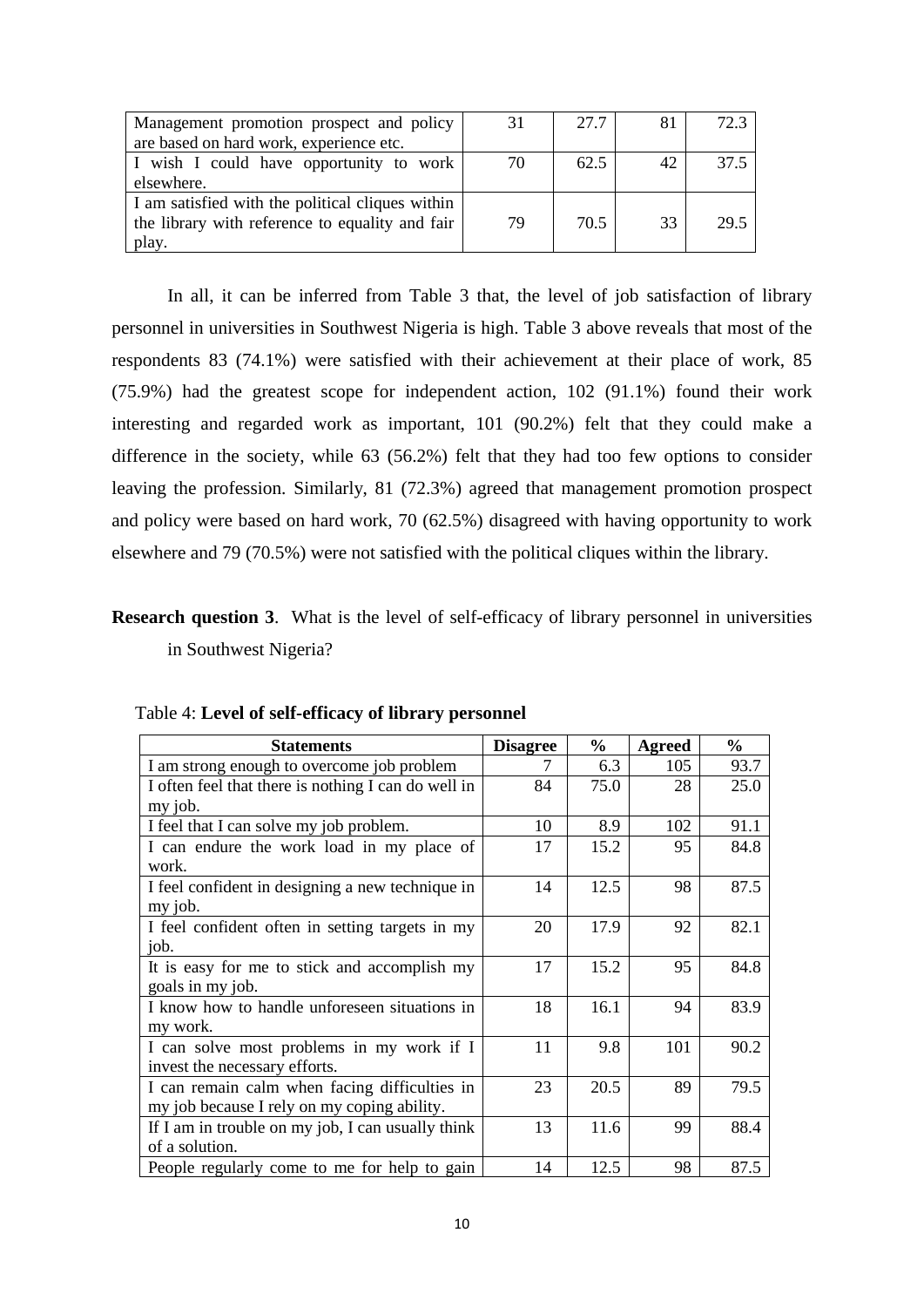| | | | | |
|---|---|---|---|---|
| Management promotion prospect and policy are based on hard work, experience etc. | 31 | 27.7 | 81 | 72.3 |
| I wish I could have opportunity to work elsewhere. | 70 | 62.5 | 42 | 37.5 |
| I am satisfied with the political cliques within the library with reference to equality and fair play. | 79 | 70.5 | 33 | 29.5 |

In all, it can be inferred from Table 3 that, the level of job satisfaction of library personnel in universities in Southwest Nigeria is high. Table 3 above reveals that most of the respondents 83 (74.1%) were satisfied with their achievement at their place of work, 85 (75.9%) had the greatest scope for independent action, 102 (91.1%) found their work interesting and regarded work as important, 101 (90.2%) felt that they could make a difference in the society, while 63 (56.2%) felt that they had too few options to consider leaving the profession. Similarly, 81 (72.3%) agreed that management promotion prospect and policy were based on hard work, 70 (62.5%) disagreed with having opportunity to work elsewhere and 79 (70.5%) were not satisfied with the political cliques within the library.

**Research question 3**. What is the level of self-efficacy of library personnel in universities in Southwest Nigeria?

Table 4: **Level of self-efficacy of library personnel**

| Statements | Disagree | % | Agreed | % |
|---|---|---|---|---|
| I am strong enough to overcome job problem | 7 | 6.3 | 105 | 93.7 |
| I often feel that there is nothing I can do well in my job. | 84 | 75.0 | 28 | 25.0 |
| I feel that I can solve my job problem. | 10 | 8.9 | 102 | 91.1 |
| I can endure the work load in my place of work. | 17 | 15.2 | 95 | 84.8 |
| I feel confident in designing a new technique in my job. | 14 | 12.5 | 98 | 87.5 |
| I feel confident often in setting targets in my job. | 20 | 17.9 | 92 | 82.1 |
| It is easy for me to stick and accomplish my goals in my job. | 17 | 15.2 | 95 | 84.8 |
| I know how to handle unforeseen situations in my work. | 18 | 16.1 | 94 | 83.9 |
| I can solve most problems in my work if I invest the necessary efforts. | 11 | 9.8 | 101 | 90.2 |
| I can remain calm when facing difficulties in my job because I rely on my coping ability. | 23 | 20.5 | 89 | 79.5 |
| If I am in trouble on my job, I can usually think of a solution. | 13 | 11.6 | 99 | 88.4 |
| People regularly come to me for help to gain | 14 | 12.5 | 98 | 87.5 |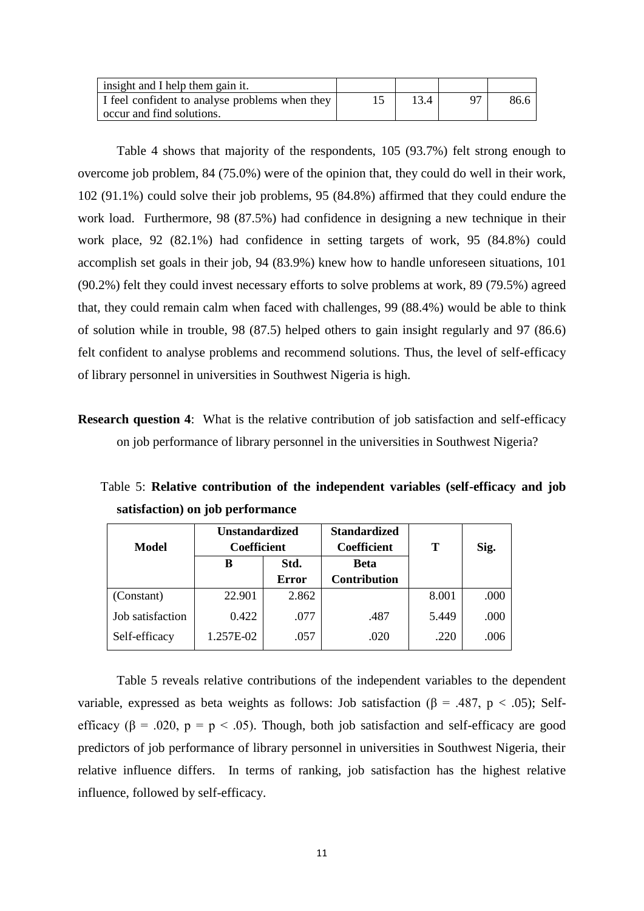| | | | | |
|---|---|---|---|---|
| insight and I help them gain it. | | | | |
| I feel confident to analyse problems when they occur and find solutions. | 15 | 13.4 | 97 | 86.6 |

Table 4 shows that majority of the respondents, 105 (93.7%) felt strong enough to overcome job problem, 84 (75.0%) were of the opinion that, they could do well in their work, 102 (91.1%) could solve their job problems, 95 (84.8%) affirmed that they could endure the work load. Furthermore, 98 (87.5%) had confidence in designing a new technique in their work place, 92 (82.1%) had confidence in setting targets of work, 95 (84.8%) could accomplish set goals in their job, 94 (83.9%) knew how to handle unforeseen situations, 101 (90.2%) felt they could invest necessary efforts to solve problems at work, 89 (79.5%) agreed that, they could remain calm when faced with challenges, 99 (88.4%) would be able to think of solution while in trouble, 98 (87.5) helped others to gain insight regularly and 97 (86.6) felt confident to analyse problems and recommend solutions. Thus, the level of self-efficacy of library personnel in universities in Southwest Nigeria is high.

**Research question 4**: What is the relative contribution of job satisfaction and self-efficacy on job performance of library personnel in the universities in Southwest Nigeria?

Table 5: **Relative contribution of the independent variables (self-efficacy and job satisfaction) on job performance**

| Model | Unstandardized Coefficient | | Standardized Coefficient | T | Sig. |
|---|---|---|---|---|---|
| | B | Std. Error | Beta Contribution | | |
| (Constant) | 22.901 | 2.862 | | 8.001 | .000 |
| Job satisfaction | 0.422 | .077 | .487 | 5.449 | .000 |
| Self-efficacy | 1.257E-02 | .057 | .020 | .220 | .006 |

Table 5 reveals relative contributions of the independent variables to the dependent variable, expressed as beta weights as follows: Job satisfaction ($\beta = .487$, $p < .05$); Self-efficacy ($\beta = .020$, $p = p < .05$). Though, both job satisfaction and self-efficacy are good predictors of job performance of library personnel in universities in Southwest Nigeria, their relative influence differs. In terms of ranking, job satisfaction has the highest relative influence, followed by self-efficacy.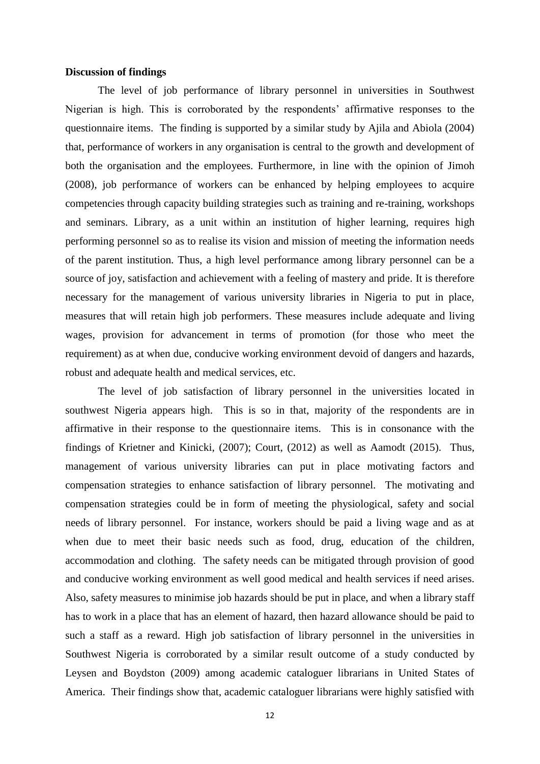**Discussion of findings**

The level of job performance of library personnel in universities in Southwest Nigerian is high. This is corroborated by the respondents' affirmative responses to the questionnaire items. The finding is supported by a similar study by Ajila and Abiola (2004) that, performance of workers in any organisation is central to the growth and development of both the organisation and the employees. Furthermore, in line with the opinion of Jimoh (2008), job performance of workers can be enhanced by helping employees to acquire competencies through capacity building strategies such as training and re-training, workshops and seminars. Library, as a unit within an institution of higher learning, requires high performing personnel so as to realise its vision and mission of meeting the information needs of the parent institution. Thus, a high level performance among library personnel can be a source of joy, satisfaction and achievement with a feeling of mastery and pride. It is therefore necessary for the management of various university libraries in Nigeria to put in place, measures that will retain high job performers. These measures include adequate and living wages, provision for advancement in terms of promotion (for those who meet the requirement) as at when due, conducive working environment devoid of dangers and hazards, robust and adequate health and medical services, etc.

The level of job satisfaction of library personnel in the universities located in southwest Nigeria appears high. This is so in that, majority of the respondents are in affirmative in their response to the questionnaire items. This is in consonance with the findings of Krietner and Kinicki, (2007); Court, (2012) as well as Aamodt (2015). Thus, management of various university libraries can put in place motivating factors and compensation strategies to enhance satisfaction of library personnel. The motivating and compensation strategies could be in form of meeting the physiological, safety and social needs of library personnel. For instance, workers should be paid a living wage and as at when due to meet their basic needs such as food, drug, education of the children, accommodation and clothing. The safety needs can be mitigated through provision of good and conducive working environment as well good medical and health services if need arises. Also, safety measures to minimise job hazards should be put in place, and when a library staff has to work in a place that has an element of hazard, then hazard allowance should be paid to such a staff as a reward. High job satisfaction of library personnel in the universities in Southwest Nigeria is corroborated by a similar result outcome of a study conducted by Leysen and Boydston (2009) among academic cataloguer librarians in United States of America. Their findings show that, academic cataloguer librarians were highly satisfied with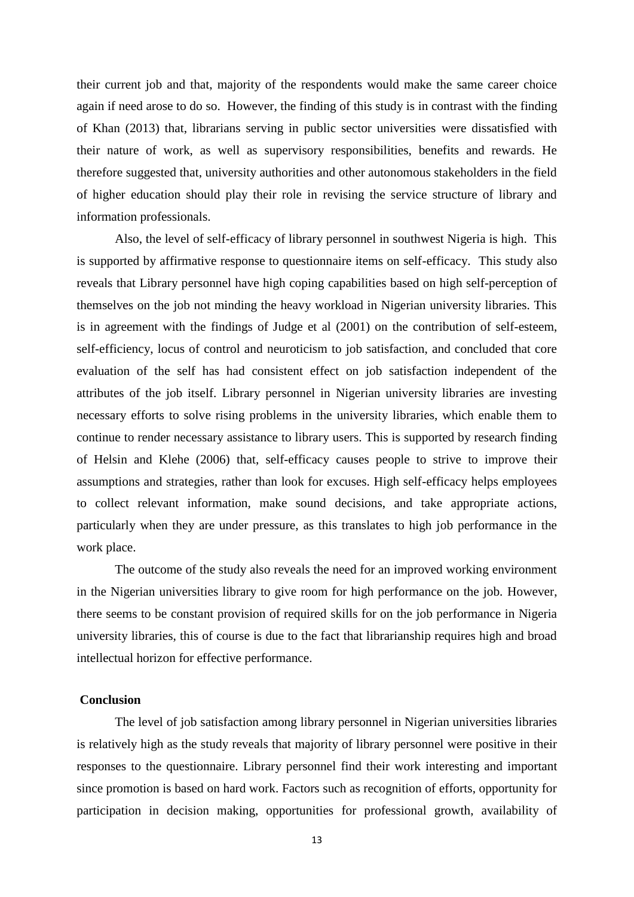their current job and that, majority of the respondents would make the same career choice again if need arose to do so. However, the finding of this study is in contrast with the finding of Khan (2013) that, librarians serving in public sector universities were dissatisfied with their nature of work, as well as supervisory responsibilities, benefits and rewards. He therefore suggested that, university authorities and other autonomous stakeholders in the field of higher education should play their role in revising the service structure of library and information professionals.

Also, the level of self-efficacy of library personnel in southwest Nigeria is high. This is supported by affirmative response to questionnaire items on self-efficacy. This study also reveals that Library personnel have high coping capabilities based on high self-perception of themselves on the job not minding the heavy workload in Nigerian university libraries. This is in agreement with the findings of Judge et al (2001) on the contribution of self-esteem, self-efficiency, locus of control and neuroticism to job satisfaction, and concluded that core evaluation of the self has had consistent effect on job satisfaction independent of the attributes of the job itself. Library personnel in Nigerian university libraries are investing necessary efforts to solve rising problems in the university libraries, which enable them to continue to render necessary assistance to library users. This is supported by research finding of Helsin and Klehe (2006) that, self-efficacy causes people to strive to improve their assumptions and strategies, rather than look for excuses. High self-efficacy helps employees to collect relevant information, make sound decisions, and take appropriate actions, particularly when they are under pressure, as this translates to high job performance in the work place.

The outcome of the study also reveals the need for an improved working environment in the Nigerian universities library to give room for high performance on the job. However, there seems to be constant provision of required skills for on the job performance in Nigeria university libraries, this of course is due to the fact that librarianship requires high and broad intellectual horizon for effective performance.

## Conclusion

The level of job satisfaction among library personnel in Nigerian universities libraries is relatively high as the study reveals that majority of library personnel were positive in their responses to the questionnaire. Library personnel find their work interesting and important since promotion is based on hard work. Factors such as recognition of efforts, opportunity for participation in decision making, opportunities for professional growth, availability of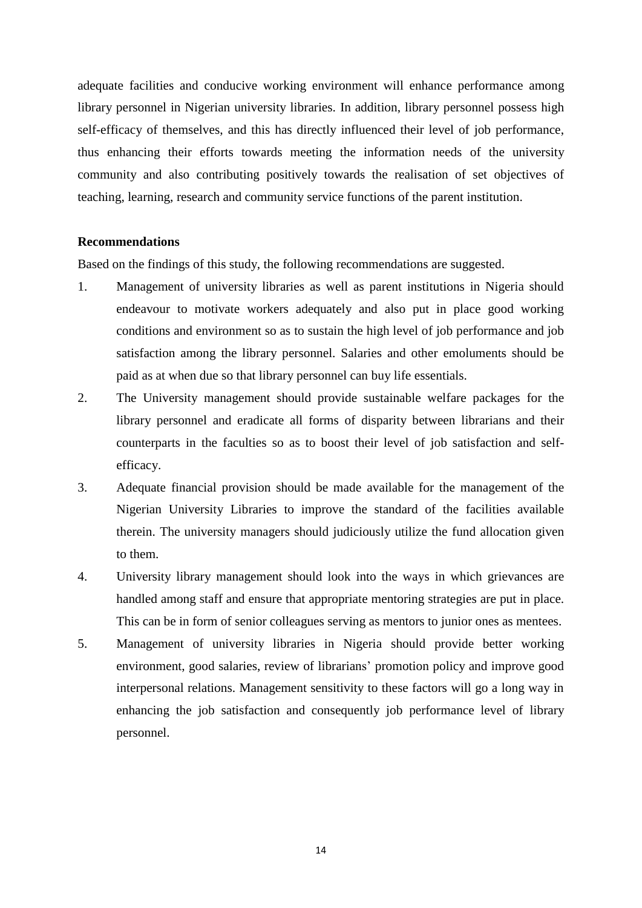adequate facilities and conducive working environment will enhance performance among library personnel in Nigerian university libraries. In addition, library personnel possess high self-efficacy of themselves, and this has directly influenced their level of job performance, thus enhancing their efforts towards meeting the information needs of the university community and also contributing positively towards the realisation of set objectives of teaching, learning, research and community service functions of the parent institution.

**Recommendations**

Based on the findings of this study, the following recommendations are suggested.

1. Management of university libraries as well as parent institutions in Nigeria should endeavour to motivate workers adequately and also put in place good working conditions and environment so as to sustain the high level of job performance and job satisfaction among the library personnel. Salaries and other emoluments should be paid as at when due so that library personnel can buy life essentials.
2. The University management should provide sustainable welfare packages for the library personnel and eradicate all forms of disparity between librarians and their counterparts in the faculties so as to boost their level of job satisfaction and self-efficacy.
3. Adequate financial provision should be made available for the management of the Nigerian University Libraries to improve the standard of the facilities available therein. The university managers should judiciously utilize the fund allocation given to them.
4. University library management should look into the ways in which grievances are handled among staff and ensure that appropriate mentoring strategies are put in place. This can be in form of senior colleagues serving as mentors to junior ones as mentees.
5. Management of university libraries in Nigeria should provide better working environment, good salaries, review of librarians' promotion policy and improve good interpersonal relations. Management sensitivity to these factors will go a long way in enhancing the job satisfaction and consequently job performance level of library personnel.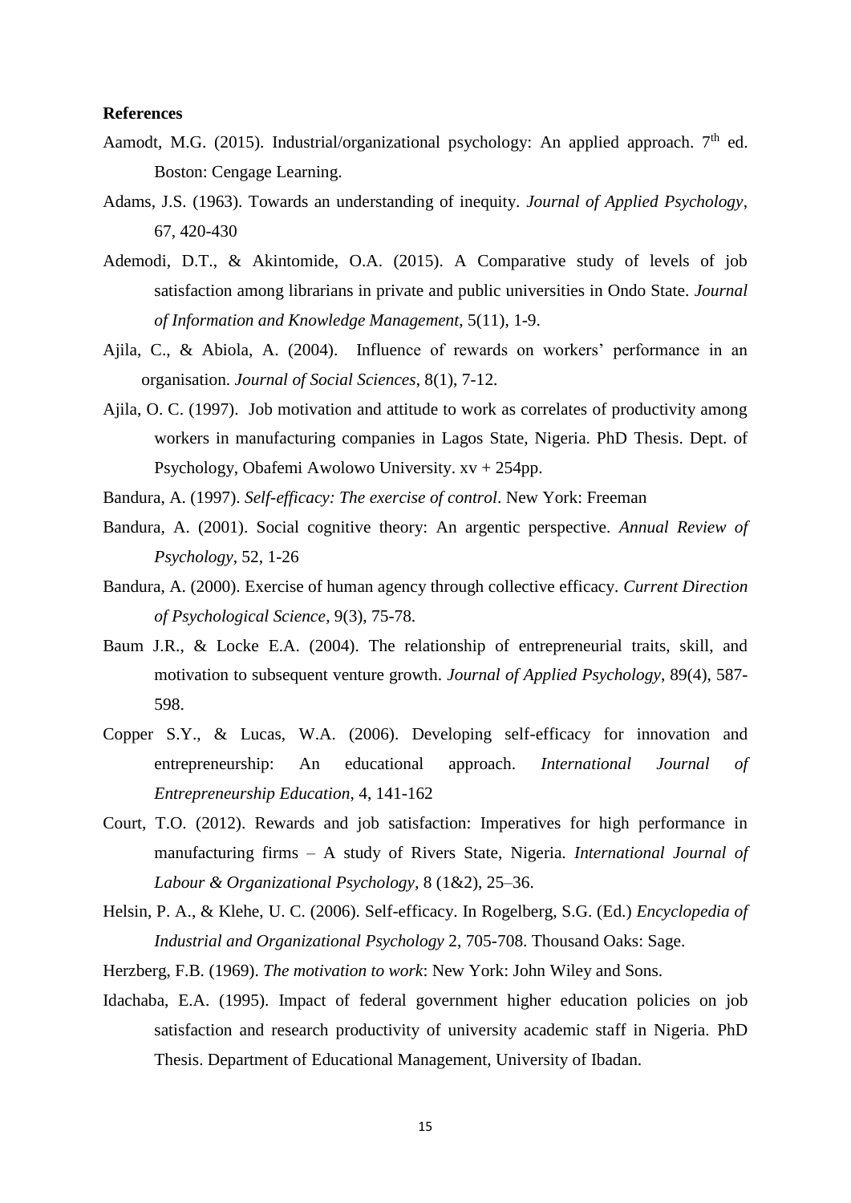**References**

Aamodt, M.G. (2015). Industrial/organizational psychology: An applied approach. 7th ed. Boston: Cengage Learning.

Adams, J.S. (1963). Towards an understanding of inequity. *Journal of Applied Psychology*, 67, 420-430

Ademodi, D.T., & Akintomide, O.A. (2015). A Comparative study of levels of job satisfaction among librarians in private and public universities in Ondo State. *Journal of Information and Knowledge Management*, 5(11), 1-9.

Ajila, C., & Abiola, A. (2004). Influence of rewards on workers' performance in an organisation. *Journal of Social Sciences*, 8(1), 7-12.

Ajila, O. C. (1997). Job motivation and attitude to work as correlates of productivity among workers in manufacturing companies in Lagos State, Nigeria. PhD Thesis. Dept. of Psychology, Obafemi Awolowo University. xv + 254pp.

Bandura, A. (1997). *Self-efficacy: The exercise of control*. New York: Freeman

Bandura, A. (2001). Social cognitive theory: An argentic perspective. *Annual Review of Psychology*, 52, 1-26

Bandura, A. (2000). Exercise of human agency through collective efficacy. *Current Direction of Psychological Science*, 9(3), 75-78.

Baum J.R., & Locke E.A. (2004). The relationship of entrepreneurial traits, skill, and motivation to subsequent venture growth. *Journal of Applied Psychology*, 89(4), 587-598.

Copper S.Y., & Lucas, W.A. (2006). Developing self-efficacy for innovation and entrepreneurship: An educational approach. *International Journal of Entrepreneurship Education*, 4, 141-162

Court, T.O. (2012). Rewards and job satisfaction: Imperatives for high performance in manufacturing firms – A study of Rivers State, Nigeria. *International Journal of Labour & Organizational Psychology*, 8 (1&2), 25–36.

Helsin, P. A., & Klehe, U. C. (2006). Self-efficacy. In Rogelberg, S.G. (Ed.) *Encyclopedia of Industrial and Organizational Psychology* 2, 705-708. Thousand Oaks: Sage.

Herzberg, F.B. (1969). *The motivation to work*: New York: John Wiley and Sons.

Idachaba, E.A. (1995). Impact of federal government higher education policies on job satisfaction and research productivity of university academic staff in Nigeria. PhD Thesis. Department of Educational Management, University of Ibadan.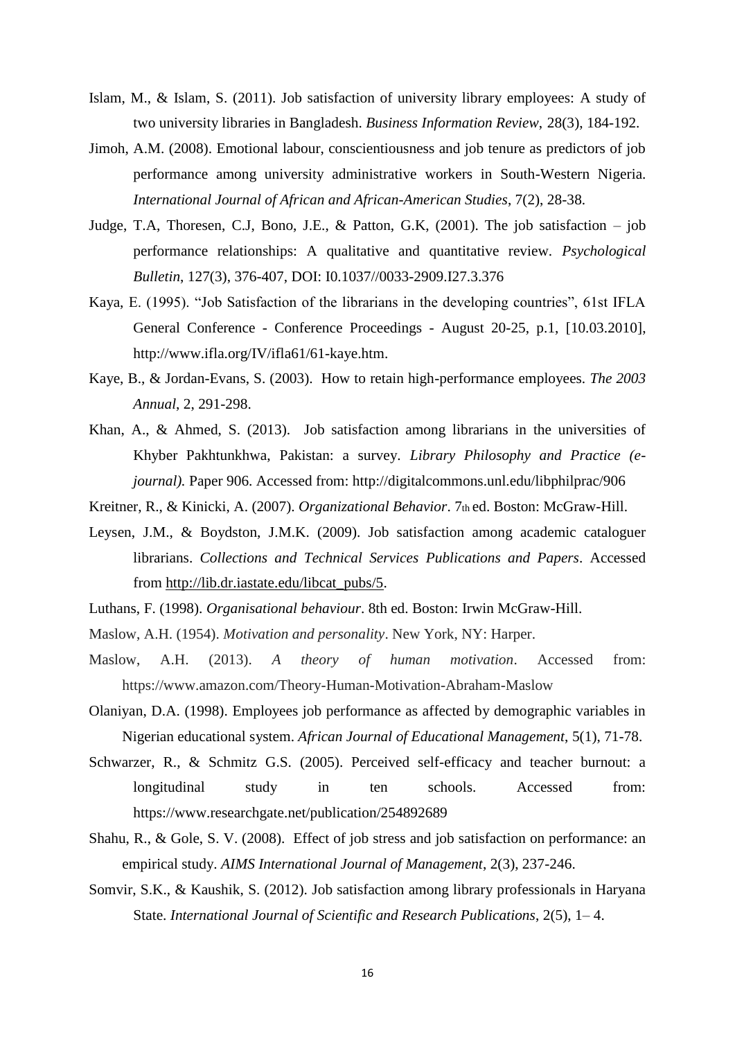Islam, M., & Islam, S. (2011). Job satisfaction of university library employees: A study of two university libraries in Bangladesh. *Business Information Review*, 28(3), 184-192.

Jimoh, A.M. (2008). Emotional labour, conscientiousness and job tenure as predictors of job performance among university administrative workers in South-Western Nigeria. *International Journal of African and African-American Studies*, 7(2), 28-38.

Judge, T.A, Thoresen, C.J, Bono, J.E., & Patton, G.K, (2001). The job satisfaction – job performance relationships: A qualitative and quantitative review. *Psychological Bulletin*, 127(3), 376-407, DOI: I0.1037//0033-2909.I27.3.376

Kaya, E. (1995). "Job Satisfaction of the librarians in the developing countries", 61st IFLA General Conference - Conference Proceedings - August 20-25, p.1, [10.03.2010], http://www.ifla.org/IV/ifla61/61-kaye.htm.

Kaye, B., & Jordan-Evans, S. (2003). How to retain high-performance employees. *The 2003 Annual*, 2, 291-298.

Khan, A., & Ahmed, S. (2013). Job satisfaction among librarians in the universities of Khyber Pakhtunkhwa, Pakistan: a survey. *Library Philosophy and Practice (e-journal).* Paper 906. Accessed from: http://digitalcommons.unl.edu/libphilprac/906

Kreitner, R., & Kinicki, A. (2007). *Organizational Behavior*. 7th ed. Boston: McGraw-Hill.

Leysen, J.M., & Boydston, J.M.K. (2009). Job satisfaction among academic cataloguer librarians. *Collections and Technical Services Publications and Papers*. Accessed from http://lib.dr.iastate.edu/libcat_pubs/5.

Luthans, F. (1998). *Organisational behaviour*. 8th ed. Boston: Irwin McGraw-Hill.

Maslow, A.H. (1954). *Motivation and personality*. New York, NY: Harper.

Maslow, A.H. (2013). *A theory of human motivation*. Accessed from: https://www.amazon.com/Theory-Human-Motivation-Abraham-Maslow

Olaniyan, D.A. (1998). Employees job performance as affected by demographic variables in Nigerian educational system. *African Journal of Educational Management*, 5(1), 71-78.

Schwarzer, R., & Schmitz G.S. (2005). Perceived self-efficacy and teacher burnout: a longitudinal study in ten schools. Accessed from: https://www.researchgate.net/publication/254892689

Shahu, R., & Gole, S. V. (2008). Effect of job stress and job satisfaction on performance: an empirical study. *AIMS International Journal of Management*, 2(3), 237-246.

Somvir, S.K., & Kaushik, S. (2012). Job satisfaction among library professionals in Haryana State. *International Journal of Scientific and Research Publications*, 2(5), 1– 4.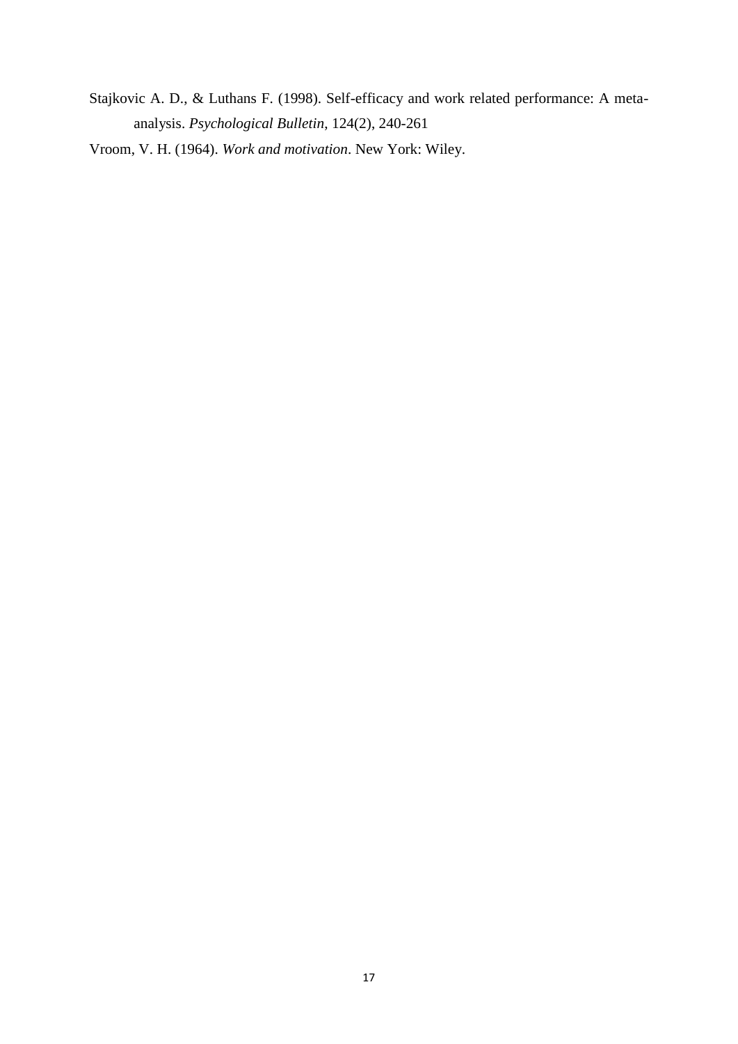Stajkovic A. D., & Luthans F. (1998). Self-efficacy and work related performance: A meta-analysis. *Psychological Bulletin*, 124(2), 240-261

Vroom, V. H. (1964). *Work and motivation*. New York: Wiley.